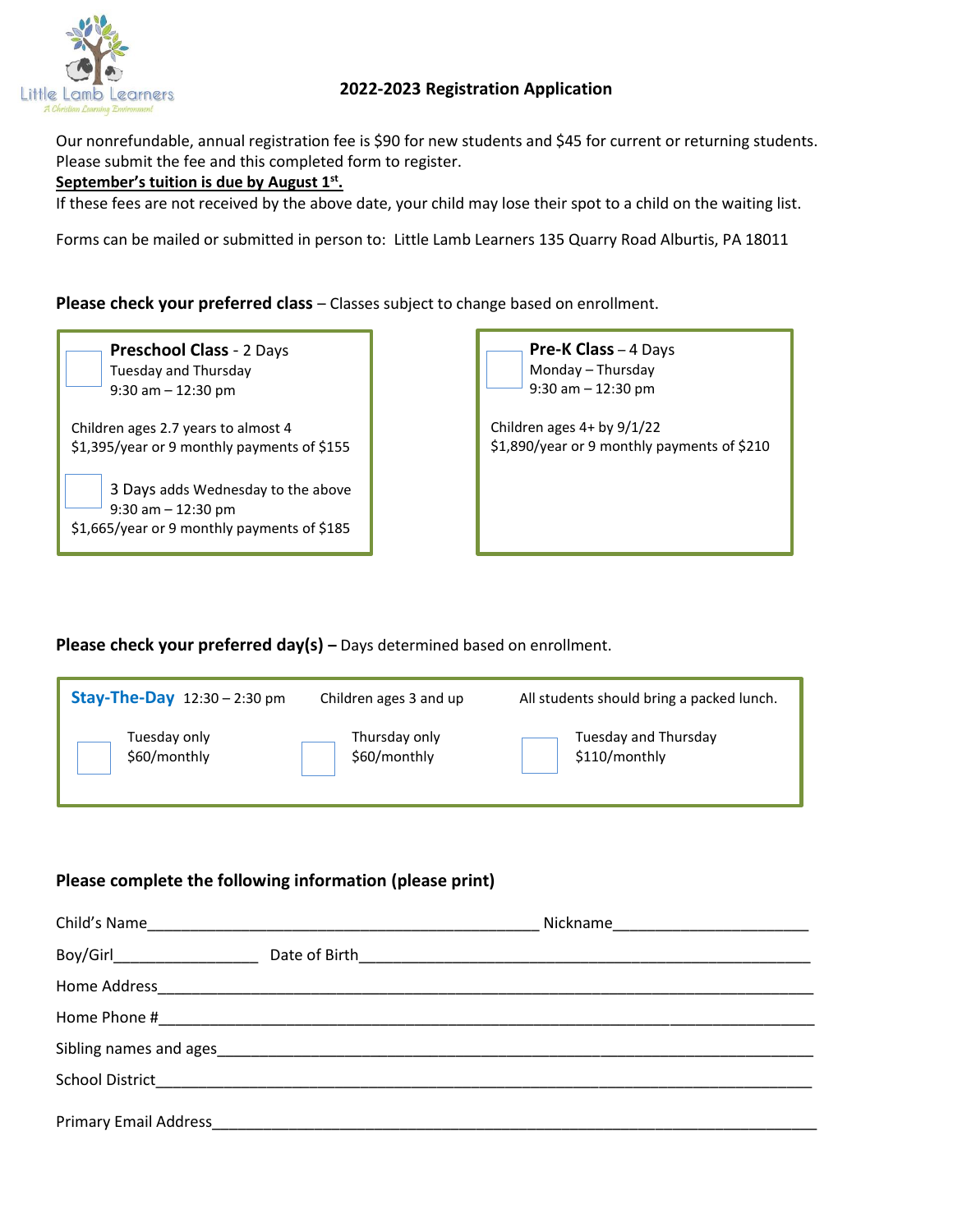Little Lamb Learners
A Christian Learning Environment

# 2022-2023 Registration Application

Our nonrefundable, annual registration fee is $90 for new students and $45 for current or returning students. Please submit the fee and this completed form to register.

**September's tuition is due by August 1st.**

If these fees are not received by the above date, your child may lose their spot to a child on the waiting list.

Forms can be mailed or submitted in person to: Little Lamb Learners 135 Quarry Road Alburtis, PA 18011

**Please check your preferred class** – Classes subject to change based on enrollment.

☐ **Preschool Class** - 2 Days
Tuesday and Thursday
9:30 am – 12:30 pm

Children ages 2.7 years to almost 4
$1,395/year or 9 monthly payments of $155

☐ 3 Days adds Wednesday to the above
9:30 am – 12:30 pm
$1,665/year or 9 monthly payments of $185

☐ **Pre-K Class** – 4 Days
Monday – Thursday
9:30 am – 12:30 pm

Children ages 4+ by 9/1/22
$1,890/year or 9 monthly payments of $210

**Please check your preferred day(s) –** Days determined based on enrollment.

**Stay-The-Day** 12:30 – 2:30 pm    Children ages 3 and up    All students should bring a packed lunch.

☐ Tuesday only
$60/monthly

☐ Thursday only
$60/monthly

☐ Tuesday and Thursday
$110/monthly

**Please complete the following information (please print)**

Child's Name_______________________________________________ Nickname______________________

Boy/Girl_________________ Date of Birth___________________________________________________

Home Address_____________________________________________________________________________

Home Phone #_____________________________________________________________________________

Sibling names and ages______________________________________________________________________

School District_____________________________________________________________________________

Primary Email Address_______________________________________________________________________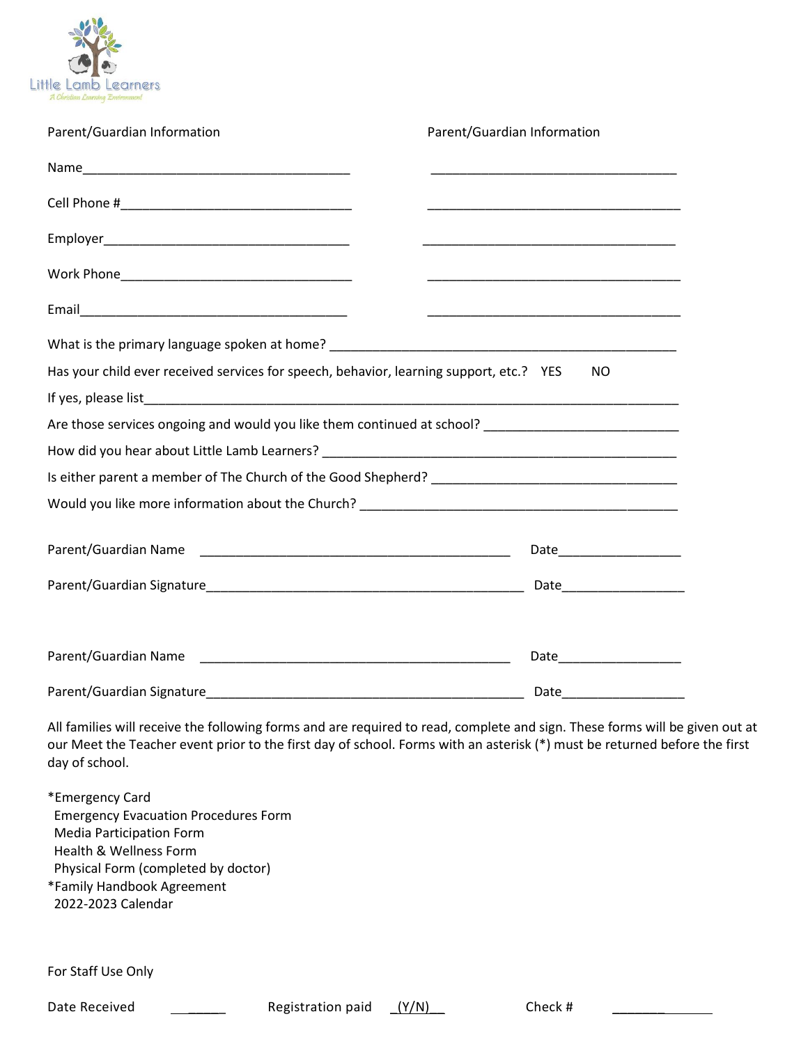Little Lamb Learners
A Christian Learning Environment

| Parent/Guardian Information | Parent/Guardian Information |
| --- | --- |
| Name________________________________ | ________________________________ |
| Cell Phone #____________________________ | ________________________________ |
| Employer______________________________ | ________________________________ |
| Work Phone____________________________ | ________________________________ |
| Email_________________________________ | ________________________________ |

What is the primary language spoken at home? _____________________________________________

Has your child ever received services for speech, behavior, learning support, etc.? YES NO

If yes, please list_______________________________________________________________________

Are those services ongoing and would you like them continued at school? ________________________

How did you hear about Little Lamb Learners? _____________________________________________

Is either parent a member of The Church of the Good Shepherd? ______________________________

Would you like more information about the Church? ________________________________________

Parent/Guardian Name ________________________________________ Date________________

Parent/Guardian Signature_______________________________________ Date________________

Parent/Guardian Name ________________________________________ Date________________

Parent/Guardian Signature_______________________________________ Date________________

All families will receive the following forms and are required to read, complete and sign. These forms will be given out at our Meet the Teacher event prior to the first day of school. Forms with an asterisk (*) must be returned before the first day of school.

*Emergency Card
Emergency Evacuation Procedures Form
Media Participation Form
Health & Wellness Form
Physical Form (completed by doctor)
*Family Handbook Agreement
2022-2023 Calendar

For Staff Use Only

Date Received ________ Registration paid _(Y/N)__ Check # ______________